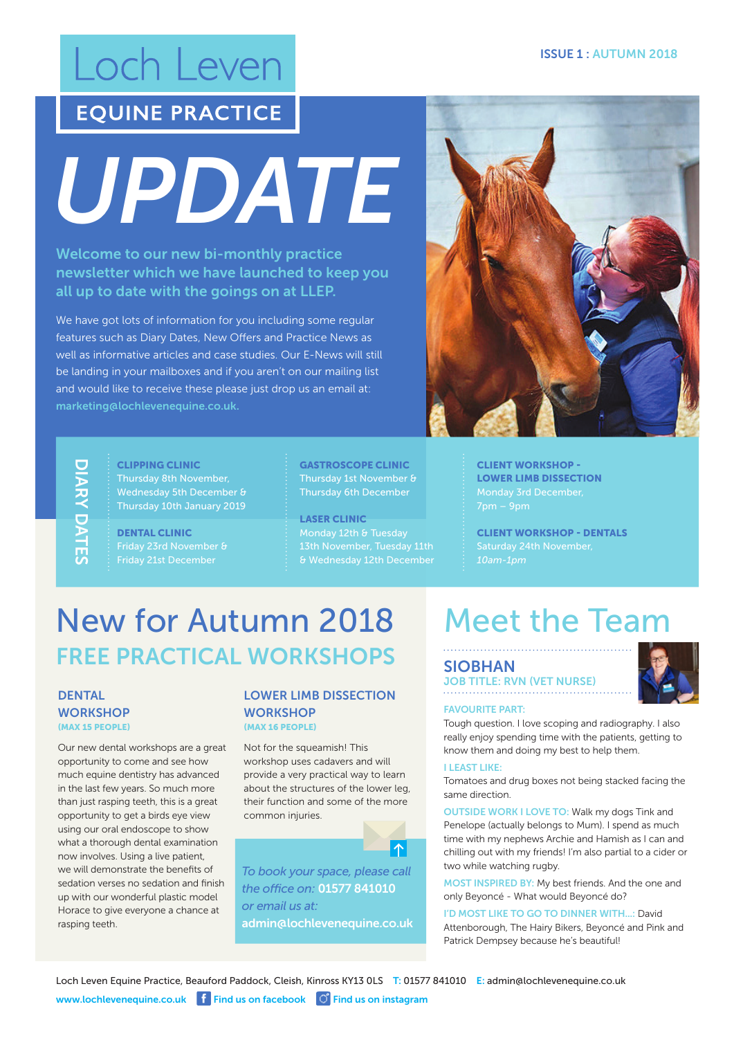# Loch Leven

## EQUINE PRACTICE

ISSUE 1 : AUTUMN 2018

# UPDATE

**Welcome to our new bi-monthly practice newsletter which we have launched to keep you all up to date with the goings on at LLEP.**

We have got lots of information for you including some regular features such as Diary Dates, New Offers and Practice News as well as informative articles and case studies. Our E-News will still be landing in your mailboxes and if you aren't on our mailing list and would like to receive these please just drop us an email at: **marketing@lochlevenequine.co.uk.**

## DIARY DATES

**CLIPPING CLINIC**
Thursday 8th November, Wednesday 5th December & Thursday 10th January 2019

**DENTAL CLINIC**
Friday 23rd November & Friday 21st December

**GASTROSCOPE CLINIC**
Thursday 1st November & Thursday 6th December

**LASER CLINIC**
Monday 12th & Tuesday 13th November, Tuesday 11th & Wednesday 12th December

**CLIENT WORKSHOP - LOWER LIMB DISSECTION**
Monday 3rd December, 7pm – 9pm

**CLIENT WORKSHOP - DENTALS**
Saturday 24th November, *10am-1pm*

# New for Autumn 2018

## FREE PRACTICAL WORKSHOPS

### DENTAL WORKSHOP
**(MAX 15 PEOPLE)**

Our new dental workshops are a great opportunity to come and see how much equine dentistry has advanced in the last few years. So much more than just rasping teeth, this is a great opportunity to get a birds eye view using our oral endoscope to show what a thorough dental examination now involves. Using a live patient, we will demonstrate the benefits of sedation verses no sedation and finish up with our wonderful plastic model Horace to give everyone a chance at rasping teeth.

### LOWER LIMB DISSECTION WORKSHOP
**(MAX 16 PEOPLE)**

Not for the squeamish! This workshop uses cadavers and will provide a very practical way to learn about the structures of the lower leg, their function and some of the more common injuries.

*To book your space, please call the office on:* **01577 841010** *or email us at:* **admin@lochlevenequine.co.uk**

# Meet the Team

## SIOBHAN
**JOB TITLE: RVN (VET NURSE)**

**FAVOURITE PART:**
Tough question. I love scoping and radiography. I also really enjoy spending time with the patients, getting to know them and doing my best to help them.

**I LEAST LIKE:**
Tomatoes and drug boxes not being stacked facing the same direction.

**OUTSIDE WORK I LOVE TO:** Walk my dogs Tink and Penelope (actually belongs to Mum). I spend as much time with my nephews Archie and Hamish as I can and chilling out with my friends! I'm also partial to a cider or two while watching rugby.

**MOST INSPIRED BY:** My best friends. And the one and only Beyoncé - What would Beyoncé do?

**I'D MOST LIKE TO GO TO DINNER WITH...:** David Attenborough, The Hairy Bikers, Beyoncé and Pink and Patrick Dempsey because he's beautiful!

Loch Leven Equine Practice, Beauford Paddock, Cleish, Kinross KY13 0LS **T:** 01577 841010 **E:** admin@lochlevenequine.co.uk
**www.lochlevenequine.co.uk** Find us on facebook Find us on instagram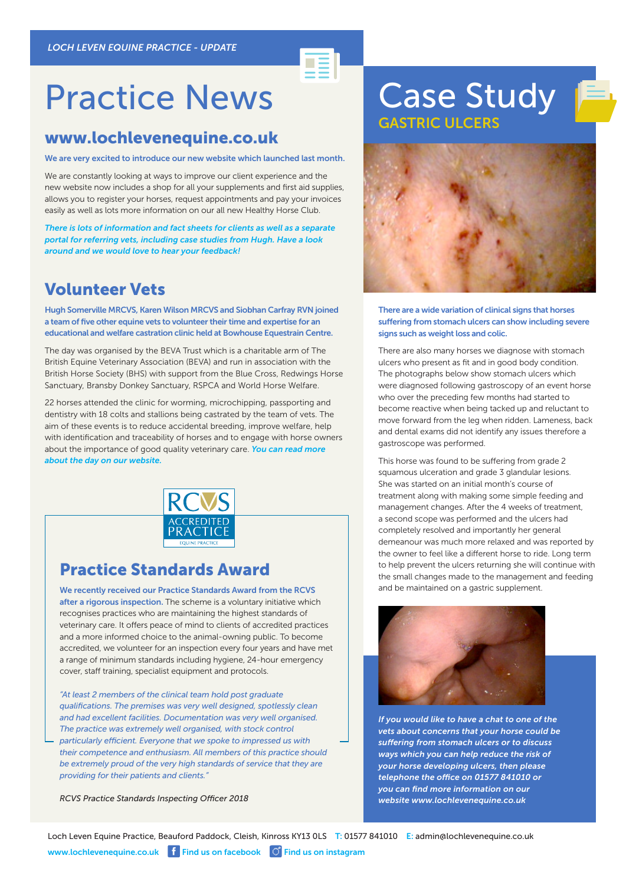LOCH LEVEN EQUINE PRACTICE - UPDATE

# Practice News

## www.lochlevenequine.co.uk

**We are very excited to introduce our new website which launched last month.**

We are constantly looking at ways to improve our client experience and the new website now includes a shop for all your supplements and first aid supplies, allows you to register your horses, request appointments and pay your invoices easily as well as lots more information on our all new Healthy Horse Club.

*There is lots of information and fact sheets for clients as well as a separate portal for referring vets, including case studies from Hugh. Have a look around and we would love to hear your feedback!*

## Volunteer Vets

**Hugh Somerville MRCVS, Karen Wilson MRCVS and Siobhan Carfray RVN joined a team of five other equine vets to volunteer their time and expertise for an educational and welfare castration clinic held at Bowhouse Equestrain Centre.**

The day was organised by the BEVA Trust which is a charitable arm of The British Equine Veterinary Association (BEVA) and run in association with the British Horse Society (BHS) with support from the Blue Cross, Redwings Horse Sanctuary, Bransby Donkey Sanctuary, RSPCA and World Horse Welfare.

22 horses attended the clinic for worming, microchipping, passporting and dentistry with 18 colts and stallions being castrated by the team of vets. The aim of these events is to reduce accidental breeding, improve welfare, help with identification and traceability of horses and to engage with horse owners about the importance of good quality veterinary care. *You can read more about the day on our website.*

RCVS ACCREDITED PRACTICE EQUINE PRACTICE

## Practice Standards Award

**We recently received our Practice Standards Award from the RCVS after a rigorous inspection.** The scheme is a voluntary initiative which recognises practices who are maintaining the highest standards of veterinary care. It offers peace of mind to clients of accredited practices and a more informed choice to the animal-owning public. To become accredited, we volunteer for an inspection every four years and have met a range of minimum standards including hygiene, 24-hour emergency cover, staff training, specialist equipment and protocols.

*"At least 2 members of the clinical team hold post graduate qualifications. The premises was very well designed, spotlessly clean and had excellent facilities. Documentation was very well organised. The practice was extremely well organised, with stock control particularly efficient. Everyone that we spoke to impressed us with their competence and enthusiasm. All members of this practice should be extremely proud of the very high standards of service that they are providing for their patients and clients."*

*RCVS Practice Standards Inspecting Officer 2018*

# Case Study

## GASTRIC ULCERS

**There are a wide variation of clinical signs that horses suffering from stomach ulcers can show including severe signs such as weight loss and colic.**

There are also many horses we diagnose with stomach ulcers who present as fit and in good body condition. The photographs below show stomach ulcers which were diagnosed following gastroscopy of an event horse who over the preceding few months had started to become reactive when being tacked up and reluctant to move forward from the leg when ridden. Lameness, back and dental exams did not identify any issues therefore a gastroscope was performed.

This horse was found to be suffering from grade 2 squamous ulceration and grade 3 glandular lesions. She was started on an initial month's course of treatment along with making some simple feeding and management changes. After the 4 weeks of treatment, a second scope was performed and the ulcers had completely resolved and importantly her general demeanour was much more relaxed and was reported by the owner to feel like a different horse to ride. Long term to help prevent the ulcers returning she will continue with the small changes made to the management and feeding and be maintained on a gastric supplement.

***If you would like to have a chat to one of the vets about concerns that your horse could be suffering from stomach ulcers or to discuss ways which you can help reduce the risk of your horse developing ulcers, then please telephone the office on 01577 841010 or you can find more information on our website www.lochlevenequine.co.uk***

Loch Leven Equine Practice, Beauford Paddock, Cleish, Kinross KY13 0LS T: 01577 841010 E: admin@lochlevenequine.co.uk

www.lochlevenequine.co.uk Find us on facebook Find us on instagram